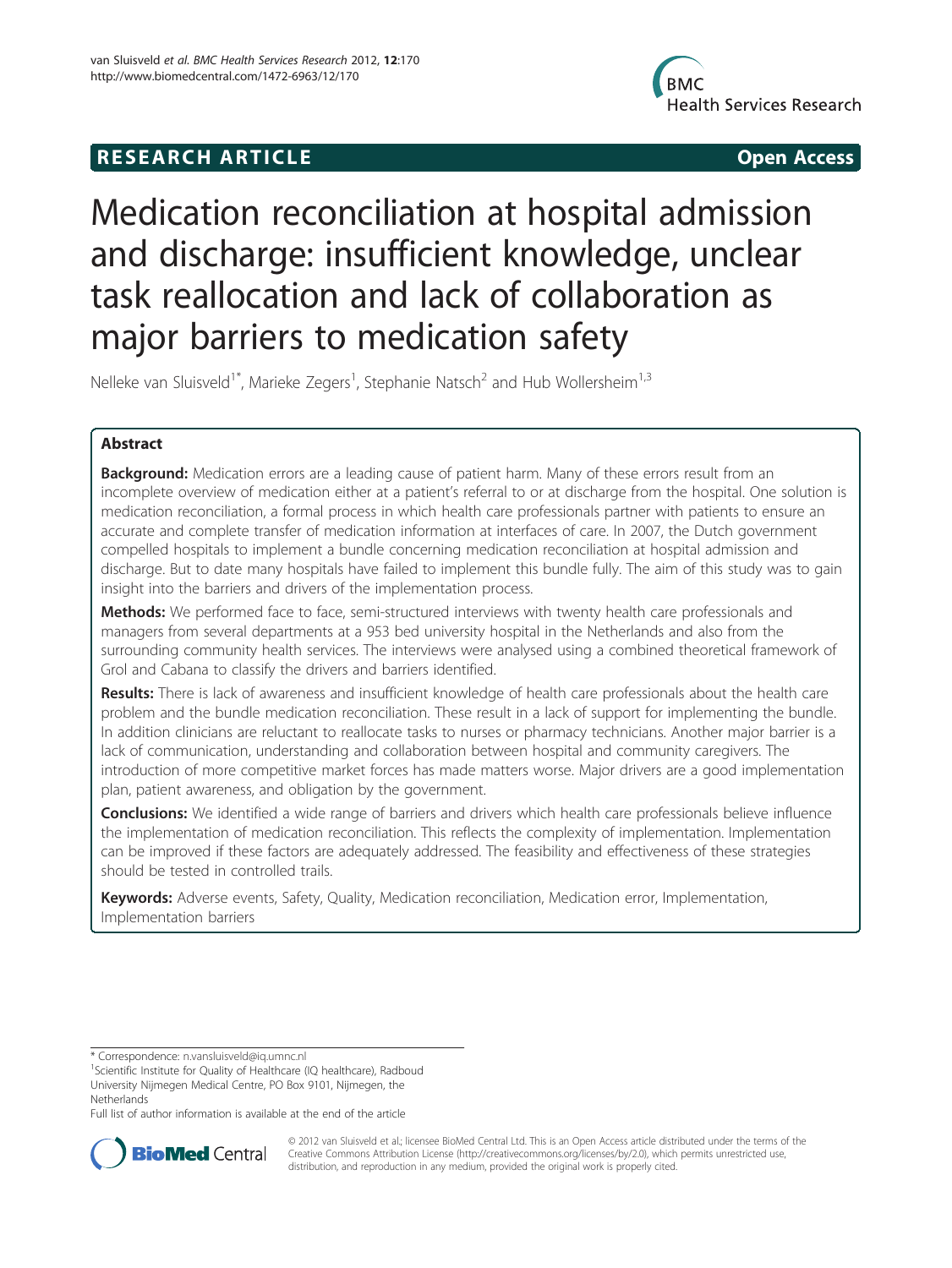**RESEARCH ARTICLE** **Open Access**

# Medication reconciliation at hospital admission and discharge: insufficient knowledge, unclear task reallocation and lack of collaboration as major barriers to medication safety

Nelleke van Sluisveld[1*], Marieke Zegers[1], Stephanie Natsch[2] and Hub Wollersheim[1,3]

## Abstract

**Background:** Medication errors are a leading cause of patient harm. Many of these errors result from an incomplete overview of medication either at a patient's referral to or at discharge from the hospital. One solution is medication reconciliation, a formal process in which health care professionals partner with patients to ensure an accurate and complete transfer of medication information at interfaces of care. In 2007, the Dutch government compelled hospitals to implement a bundle concerning medication reconciliation at hospital admission and discharge. But to date many hospitals have failed to implement this bundle fully. The aim of this study was to gain insight into the barriers and drivers of the implementation process.

**Methods:** We performed face to face, semi-structured interviews with twenty health care professionals and managers from several departments at a 953 bed university hospital in the Netherlands and also from the surrounding community health services. The interviews were analysed using a combined theoretical framework of Grol and Cabana to classify the drivers and barriers identified.

**Results:** There is lack of awareness and insufficient knowledge of health care professionals about the health care problem and the bundle medication reconciliation. These result in a lack of support for implementing the bundle. In addition clinicians are reluctant to reallocate tasks to nurses or pharmacy technicians. Another major barrier is a lack of communication, understanding and collaboration between hospital and community caregivers. The introduction of more competitive market forces has made matters worse. Major drivers are a good implementation plan, patient awareness, and obligation by the government.

**Conclusions:** We identified a wide range of barriers and drivers which health care professionals believe influence the implementation of medication reconciliation. This reflects the complexity of implementation. Implementation can be improved if these factors are adequately addressed. The feasibility and effectiveness of these strategies should be tested in controlled trails.

**Keywords:** Adverse events, Safety, Quality, Medication reconciliation, Medication error, Implementation, Implementation barriers

---

* Correspondence: n.vansluisveld@iq.umcn.nl
[1]Scientific Institute for Quality of Healthcare (IQ healthcare), Radboud University Nijmegen Medical Centre, PO Box 9101, Nijmegen, the Netherlands

Full list of author information is available at the end of the article

© 2012 van Sluisveld et al.; licensee BioMed Central Ltd. This is an Open Access article distributed under the terms of the Creative Commons Attribution License (http://creativecommons.org/licenses/by/2.0), which permits unrestricted use, distribution, and reproduction in any medium, provided the original work is properly cited.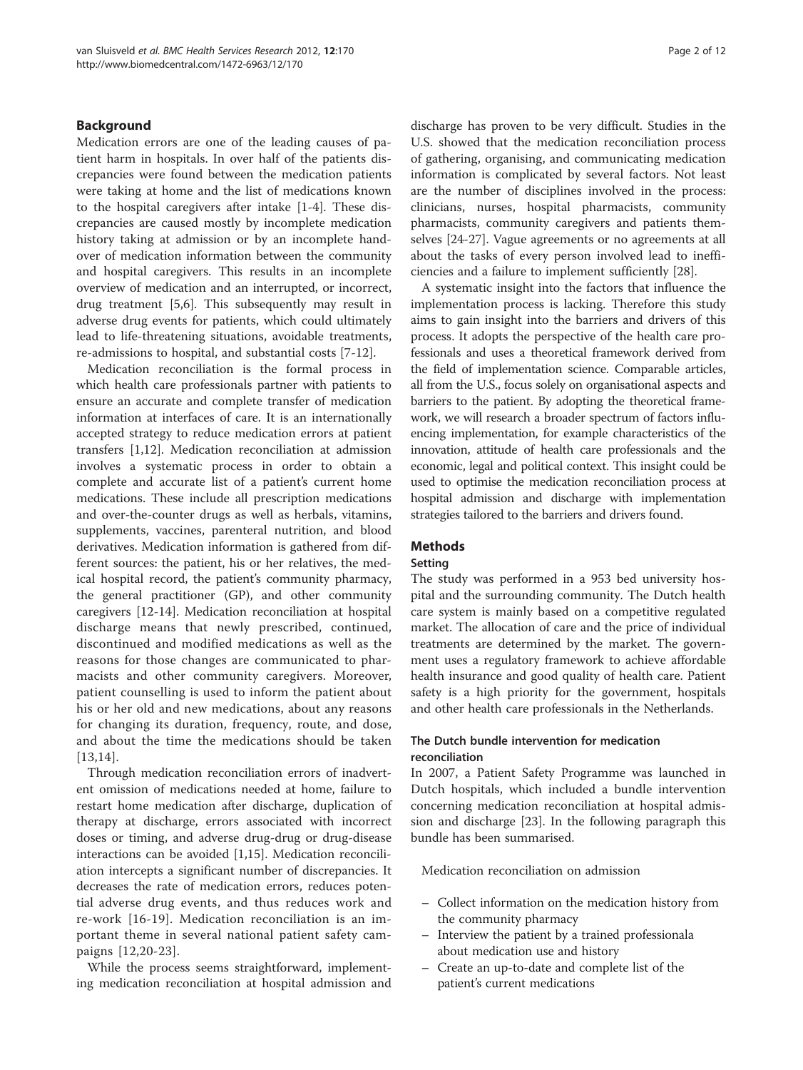## Background

Medication errors are one of the leading causes of patient harm in hospitals. In over half of the patients discrepancies were found between the medication patients were taking at home and the list of medications known to the hospital caregivers after intake [1-4]. These discrepancies are caused mostly by incomplete medication history taking at admission or by an incomplete handover of medication information between the community and hospital caregivers. This results in an incomplete overview of medication and an interrupted, or incorrect, drug treatment [5,6]. This subsequently may result in adverse drug events for patients, which could ultimately lead to life-threatening situations, avoidable treatments, re-admissions to hospital, and substantial costs [7-12].

Medication reconciliation is the formal process in which health care professionals partner with patients to ensure an accurate and complete transfer of medication information at interfaces of care. It is an internationally accepted strategy to reduce medication errors at patient transfers [1,12]. Medication reconciliation at admission involves a systematic process in order to obtain a complete and accurate list of a patient's current home medications. These include all prescription medications and over-the-counter drugs as well as herbals, vitamins, supplements, vaccines, parenteral nutrition, and blood derivatives. Medication information is gathered from different sources: the patient, his or her relatives, the medical hospital record, the patient's community pharmacy, the general practitioner (GP), and other community caregivers [12-14]. Medication reconciliation at hospital discharge means that newly prescribed, continued, discontinued and modified medications as well as the reasons for those changes are communicated to pharmacists and other community caregivers. Moreover, patient counselling is used to inform the patient about his or her old and new medications, about any reasons for changing its duration, frequency, route, and dose, and about the time the medications should be taken [13,14].

Through medication reconciliation errors of inadvertent omission of medications needed at home, failure to restart home medication after discharge, duplication of therapy at discharge, errors associated with incorrect doses or timing, and adverse drug-drug or drug-disease interactions can be avoided [1,15]. Medication reconciliation intercepts a significant number of discrepancies. It decreases the rate of medication errors, reduces potential adverse drug events, and thus reduces work and re-work [16-19]. Medication reconciliation is an important theme in several national patient safety campaigns [12,20-23].

While the process seems straightforward, implementing medication reconciliation at hospital admission and discharge has proven to be very difficult. Studies in the U.S. showed that the medication reconciliation process of gathering, organising, and communicating medication information is complicated by several factors. Not least are the number of disciplines involved in the process: clinicians, nurses, hospital pharmacists, community pharmacists, community caregivers and patients themselves [24-27]. Vague agreements or no agreements at all about the tasks of every person involved lead to inefficiencies and a failure to implement sufficiently [28].

A systematic insight into the factors that influence the implementation process is lacking. Therefore this study aims to gain insight into the barriers and drivers of this process. It adopts the perspective of the health care professionals and uses a theoretical framework derived from the field of implementation science. Comparable articles, all from the U.S., focus solely on organisational aspects and barriers to the patient. By adopting the theoretical framework, we will research a broader spectrum of factors influencing implementation, for example characteristics of the innovation, attitude of health care professionals and the economic, legal and political context. This insight could be used to optimise the medication reconciliation process at hospital admission and discharge with implementation strategies tailored to the barriers and drivers found.

## Methods

### Setting

The study was performed in a 953 bed university hospital and the surrounding community. The Dutch health care system is mainly based on a competitive regulated market. The allocation of care and the price of individual treatments are determined by the market. The government uses a regulatory framework to achieve affordable health insurance and good quality of health care. Patient safety is a high priority for the government, hospitals and other health care professionals in the Netherlands.

### The Dutch bundle intervention for medication reconciliation

In 2007, a Patient Safety Programme was launched in Dutch hospitals, which included a bundle intervention concerning medication reconciliation at hospital admission and discharge [23]. In the following paragraph this bundle has been summarised.

Medication reconciliation on admission

- Collect information on the medication history from the community pharmacy
- Interview the patient by a trained professional[a] about medication use and history
- Create an up-to-date and complete list of the patient's current medications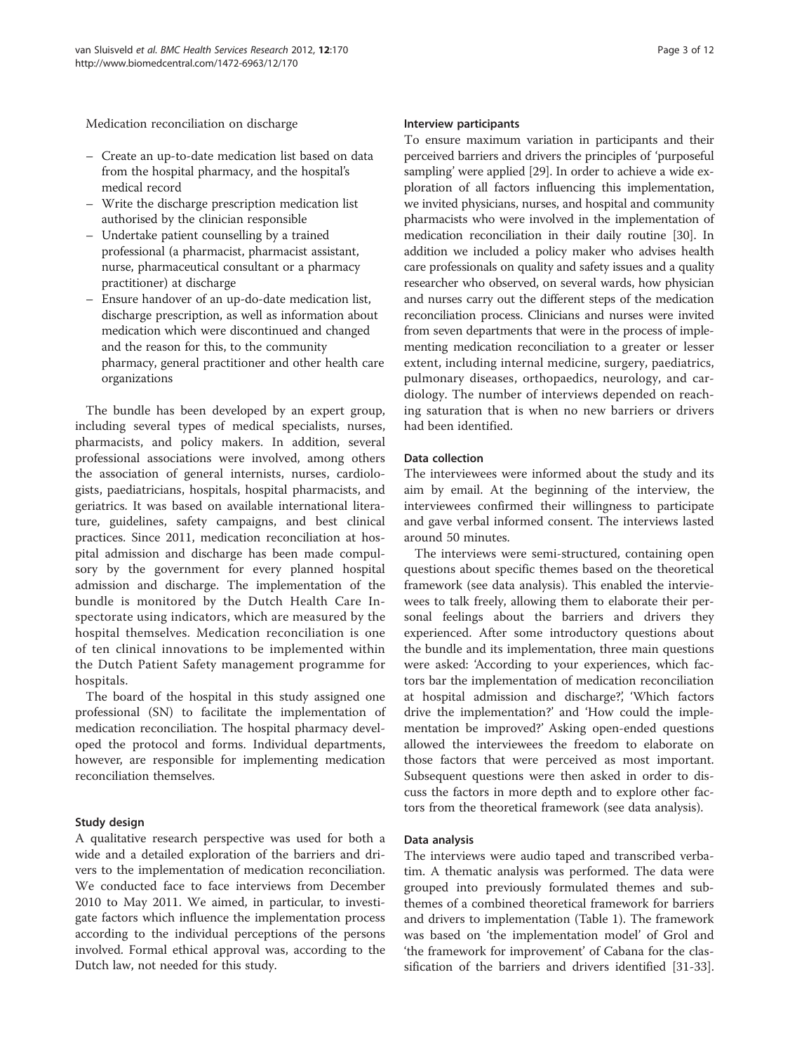Medication reconciliation on discharge

- Create an up-to-date medication list based on data from the hospital pharmacy, and the hospital's medical record
- Write the discharge prescription medication list authorised by the clinician responsible
- Undertake patient counselling by a trained professional (a pharmacist, pharmacist assistant, nurse, pharmaceutical consultant or a pharmacy practitioner) at discharge
- Ensure handover of an up-do-date medication list, discharge prescription, as well as information about medication which were discontinued and changed and the reason for this, to the community pharmacy, general practitioner and other health care organizations

The bundle has been developed by an expert group, including several types of medical specialists, nurses, pharmacists, and policy makers. In addition, several professional associations were involved, among others the association of general internists, nurses, cardiologists, paediatricians, hospitals, hospital pharmacists, and geriatrics. It was based on available international literature, guidelines, safety campaigns, and best clinical practices. Since 2011, medication reconciliation at hospital admission and discharge has been made compulsory by the government for every planned hospital admission and discharge. The implementation of the bundle is monitored by the Dutch Health Care Inspectorate using indicators, which are measured by the hospital themselves. Medication reconciliation is one of ten clinical innovations to be implemented within the Dutch Patient Safety management programme for hospitals.

The board of the hospital in this study assigned one professional (SN) to facilitate the implementation of medication reconciliation. The hospital pharmacy developed the protocol and forms. Individual departments, however, are responsible for implementing medication reconciliation themselves.

### Study design

A qualitative research perspective was used for both a wide and a detailed exploration of the barriers and drivers to the implementation of medication reconciliation. We conducted face to face interviews from December 2010 to May 2011. We aimed, in particular, to investigate factors which influence the implementation process according to the individual perceptions of the persons involved. Formal ethical approval was, according to the Dutch law, not needed for this study.

### Interview participants

To ensure maximum variation in participants and their perceived barriers and drivers the principles of 'purposeful sampling' were applied [29]. In order to achieve a wide exploration of all factors influencing this implementation, we invited physicians, nurses, and hospital and community pharmacists who were involved in the implementation of medication reconciliation in their daily routine [30]. In addition we included a policy maker who advises health care professionals on quality and safety issues and a quality researcher who observed, on several wards, how physician and nurses carry out the different steps of the medication reconciliation process. Clinicians and nurses were invited from seven departments that were in the process of implementing medication reconciliation to a greater or lesser extent, including internal medicine, surgery, paediatrics, pulmonary diseases, orthopaedics, neurology, and cardiology. The number of interviews depended on reaching saturation that is when no new barriers or drivers had been identified.

### Data collection

The interviewees were informed about the study and its aim by email. At the beginning of the interview, the interviewees confirmed their willingness to participate and gave verbal informed consent. The interviews lasted around 50 minutes.

The interviews were semi-structured, containing open questions about specific themes based on the theoretical framework (see data analysis). This enabled the interviewees to talk freely, allowing them to elaborate their personal feelings about the barriers and drivers they experienced. After some introductory questions about the bundle and its implementation, three main questions were asked: 'According to your experiences, which factors bar the implementation of medication reconciliation at hospital admission and discharge?', 'Which factors drive the implementation?' and 'How could the implementation be improved?' Asking open-ended questions allowed the interviewees the freedom to elaborate on those factors that were perceived as most important. Subsequent questions were then asked in order to discuss the factors in more depth and to explore other factors from the theoretical framework (see data analysis).

### Data analysis

The interviews were audio taped and transcribed verbatim. A thematic analysis was performed. The data were grouped into previously formulated themes and subthemes of a combined theoretical framework for barriers and drivers to implementation (Table 1). The framework was based on 'the implementation model' of Grol and 'the framework for improvement' of Cabana for the classification of the barriers and drivers identified [31-33].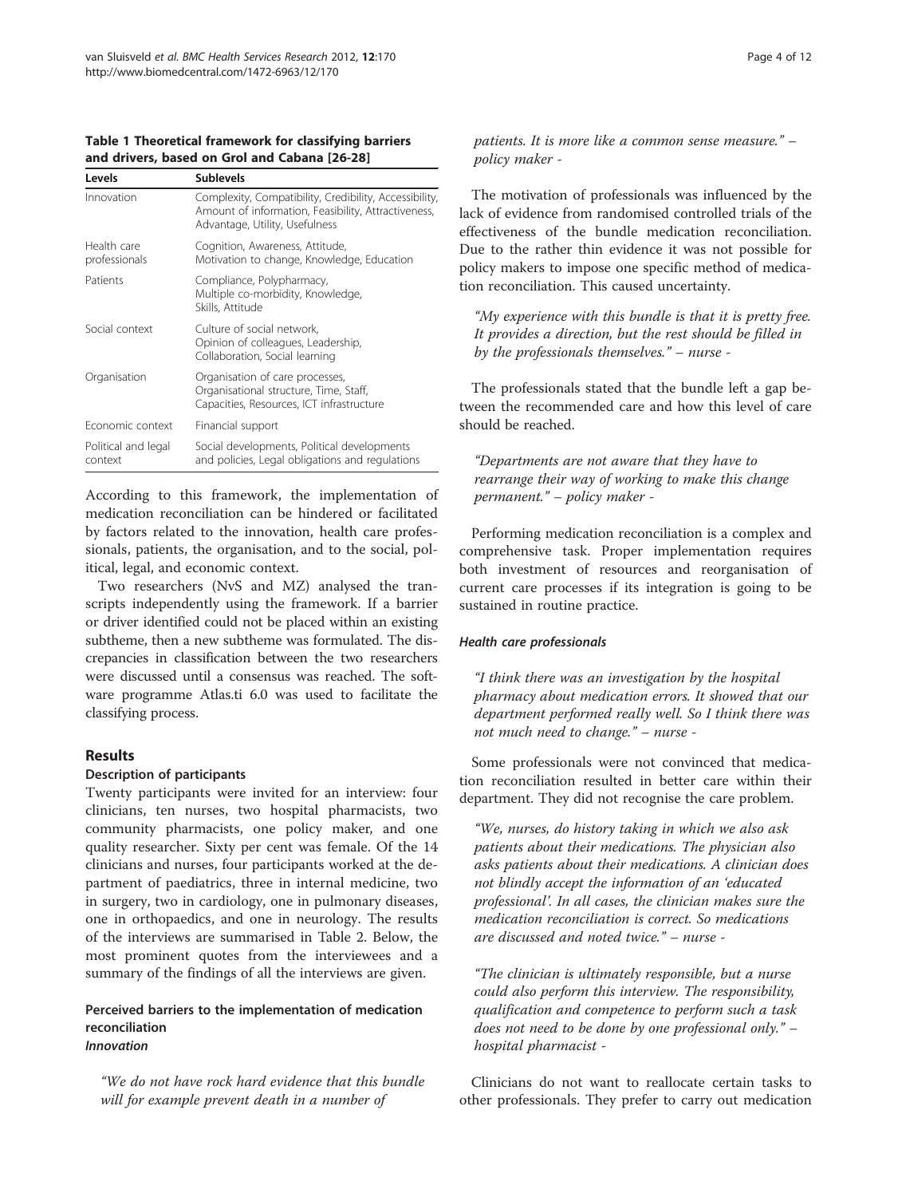**Table 1 Theoretical framework for classifying barriers and drivers, based on Grol and Cabana [26-28]**

| Levels | Sublevels |
|---|---|
| Innovation | Complexity, Compatibility, Credibility, Accessibility, Amount of information, Feasibility, Attractiveness, Advantage, Utility, Usefulness |
| Health care professionals | Cognition, Awareness, Attitude, Motivation to change, Knowledge, Education |
| Patients | Compliance, Polypharmacy, Multiple co-morbidity, Knowledge, Skills, Attitude |
| Social context | Culture of social network, Opinion of colleagues, Leadership, Collaboration, Social learning |
| Organisation | Organisation of care processes, Organisational structure, Time, Staff, Capacities, Resources, ICT infrastructure |
| Economic context | Financial support |
| Political and legal context | Social developments, Political developments and policies, Legal obligations and regulations |

According to this framework, the implementation of medication reconciliation can be hindered or facilitated by factors related to the innovation, health care professionals, patients, the organisation, and to the social, political, legal, and economic context.

Two researchers (NvS and MZ) analysed the transcripts independently using the framework. If a barrier or driver identified could not be placed within an existing subtheme, then a new subtheme was formulated. The discrepancies in classification between the two researchers were discussed until a consensus was reached. The software programme Atlas.ti 6.0 was used to facilitate the classifying process.

## Results

### Description of participants

Twenty participants were invited for an interview: four clinicians, ten nurses, two hospital pharmacists, two community pharmacists, one policy maker, and one quality researcher. Sixty per cent was female. Of the 14 clinicians and nurses, four participants worked at the department of paediatrics, three in internal medicine, two in surgery, two in cardiology, one in pulmonary diseases, one in orthopaedics, and one in neurology. The results of the interviews are summarised in Table 2. Below, the most prominent quotes from the interviewees and a summary of the findings of all the interviews are given.

### Perceived barriers to the implementation of medication reconciliation

#### *Innovation*

> *"We do not have rock hard evidence that this bundle will for example prevent death in a number of patients. It is more like a common sense measure." – policy maker -*

The motivation of professionals was influenced by the lack of evidence from randomised controlled trials of the effectiveness of the bundle medication reconciliation. Due to the rather thin evidence it was not possible for policy makers to impose one specific method of medication reconciliation. This caused uncertainty.

> *"My experience with this bundle is that it is pretty free. It provides a direction, but the rest should be filled in by the professionals themselves." – nurse -*

The professionals stated that the bundle left a gap between the recommended care and how this level of care should be reached.

> *"Departments are not aware that they have to rearrange their way of working to make this change permanent." – policy maker -*

Performing medication reconciliation is a complex and comprehensive task. Proper implementation requires both investment of resources and reorganisation of current care processes if its integration is going to be sustained in routine practice.

#### *Health care professionals*

> *"I think there was an investigation by the hospital pharmacy about medication errors. It showed that our department performed really well. So I think there was not much need to change." – nurse -*

Some professionals were not convinced that medication reconciliation resulted in better care within their department. They did not recognise the care problem.

> *"We, nurses, do history taking in which we also ask patients about their medications. The physician also asks patients about their medications. A clinician does not blindly accept the information of an 'educated professional'. In all cases, the clinician makes sure the medication reconciliation is correct. So medications are discussed and noted twice." – nurse -*

> *"The clinician is ultimately responsible, but a nurse could also perform this interview. The responsibility, qualification and competence to perform such a task does not need to be done by one professional only." – hospital pharmacist -*

Clinicians do not want to reallocate certain tasks to other professionals. They prefer to carry out medication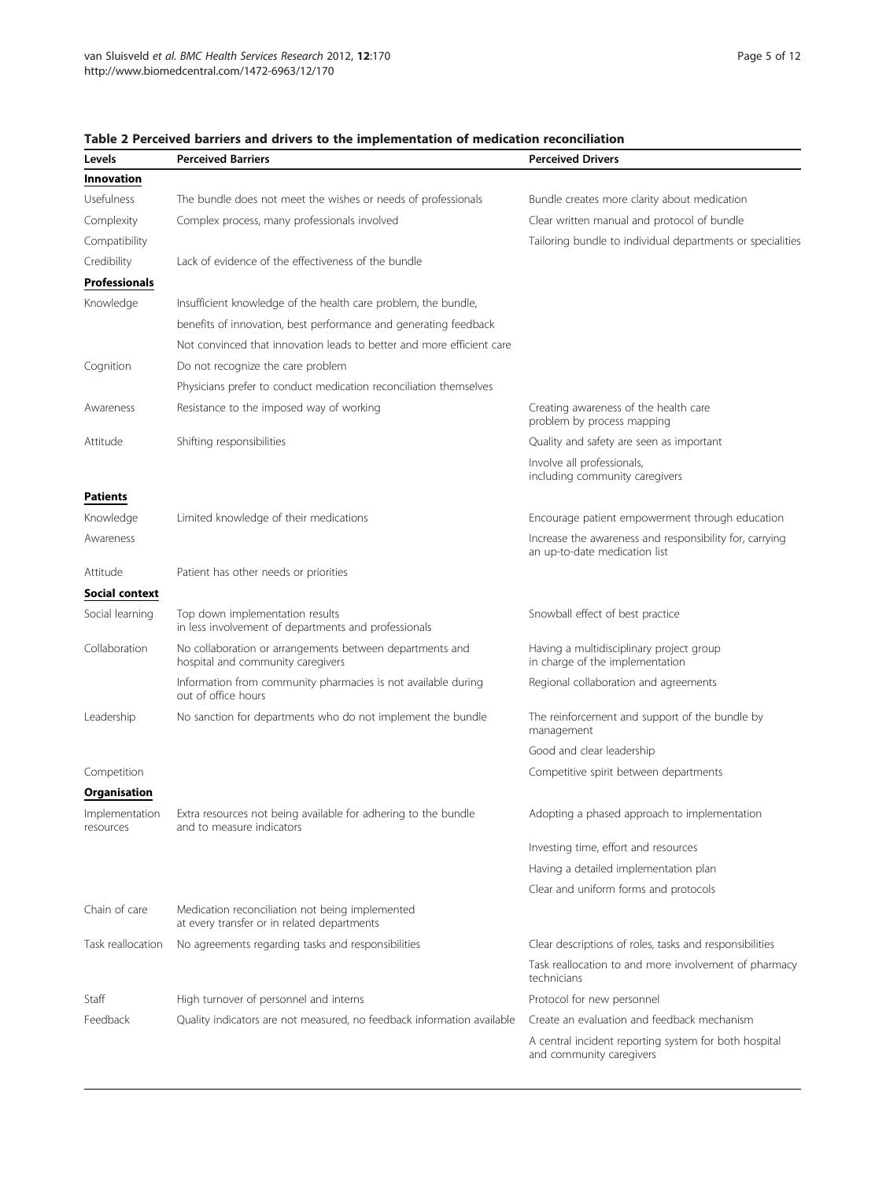**Table 2 Perceived barriers and drivers to the implementation of medication reconciliation**

| Levels | Perceived Barriers | Perceived Drivers |
|---|---|---|
| **Innovation** | | |
| Usefulness | The bundle does not meet the wishes or needs of professionals | Bundle creates more clarity about medication |
| Complexity | Complex process, many professionals involved | Clear written manual and protocol of bundle |
| Compatibility | | Tailoring bundle to individual departments or specialities |
| Credibility | Lack of evidence of the effectiveness of the bundle | |
| **Professionals** | | |
| Knowledge | Insufficient knowledge of the health care problem, the bundle, | |
| | benefits of innovation, best performance and generating feedback | |
| | Not convinced that innovation leads to better and more efficient care | |
| Cognition | Do not recognize the care problem | |
| | Physicians prefer to conduct medication reconciliation themselves | |
| Awareness | Resistance to the imposed way of working | Creating awareness of the health care problem by process mapping |
| Attitude | Shifting responsibilities | Quality and safety are seen as important |
| | | Involve all professionals, including community caregivers |
| **Patients** | | |
| Knowledge | Limited knowledge of their medications | Encourage patient empowerment through education |
| Awareness | | Increase the awareness and responsibility for, carrying an up-to-date medication list |
| Attitude | Patient has other needs or priorities | |
| **Social context** | | |
| Social learning | Top down implementation results in less involvement of departments and professionals | Snowball effect of best practice |
| Collaboration | No collaboration or arrangements between departments and hospital and community caregivers | Having a multidisciplinary project group in charge of the implementation |
| | Information from community pharmacies is not available during out of office hours | Regional collaboration and agreements |
| Leadership | No sanction for departments who do not implement the bundle | The reinforcement and support of the bundle by management |
| | | Good and clear leadership |
| Competition | | Competitive spirit between departments |
| **Organisation** | | |
| Implementation resources | Extra resources not being available for adhering to the bundle and to measure indicators | Adopting a phased approach to implementation |
| | | Investing time, effort and resources |
| | | Having a detailed implementation plan |
| | | Clear and uniform forms and protocols |
| Chain of care | Medication reconciliation not being implemented at every transfer or in related departments | |
| Task reallocation | No agreements regarding tasks and responsibilities | Clear descriptions of roles, tasks and responsibilities |
| | | Task reallocation to and more involvement of pharmacy technicians |
| Staff | High turnover of personnel and interns | Protocol for new personnel |
| Feedback | Quality indicators are not measured, no feedback information available | Create an evaluation and feedback mechanism |
| | | A central incident reporting system for both hospital and community caregivers |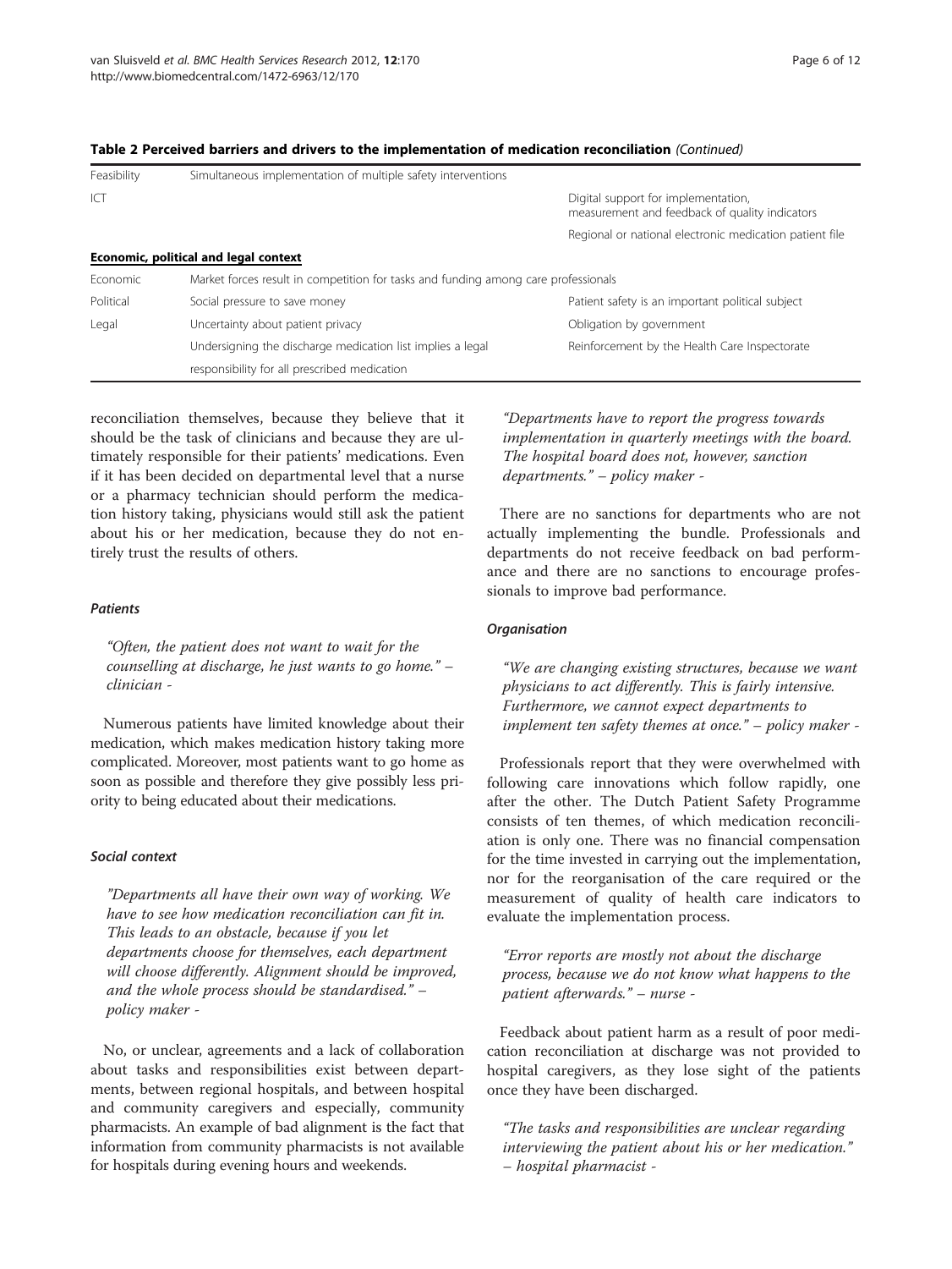**Table 2 Perceived barriers and drivers to the implementation of medication reconciliation** *(Continued)*

| | | |
|---|---|---|
| Feasibility | Simultaneous implementation of multiple safety interventions | |
| ICT | | Digital support for implementation, measurement and feedback of quality indicators |
| | | Regional or national electronic medication patient file |
| **Economic, political and legal context** | | |
| Economic | Market forces result in competition for tasks and funding among care professionals | |
| Political | Social pressure to save money | Patient safety is an important political subject |
| Legal | Uncertainty about patient privacy | Obligation by government |
| | Undersigning the discharge medication list implies a legal responsibility for all prescribed medication | Reinforcement by the Health Care Inspectorate |

reconciliation themselves, because they believe that it should be the task of clinicians and because they are ultimately responsible for their patients' medications. Even if it has been decided on departmental level that a nurse or a pharmacy technician should perform the medication history taking, physicians would still ask the patient about his or her medication, because they do not entirely trust the results of others.

#### *Patients*

> *"Often, the patient does not want to wait for the counselling at discharge, he just wants to go home." – clinician -*

Numerous patients have limited knowledge about their medication, which makes medication history taking more complicated. Moreover, most patients want to go home as soon as possible and therefore they give possibly less priority to being educated about their medications.

#### *Social context*

> *"Departments all have their own way of working. We have to see how medication reconciliation can fit in. This leads to an obstacle, because if you let departments choose for themselves, each department will choose differently. Alignment should be improved, and the whole process should be standardised." – policy maker -*

No, or unclear, agreements and a lack of collaboration about tasks and responsibilities exist between departments, between regional hospitals, and between hospital and community caregivers and especially, community pharmacists. An example of bad alignment is the fact that information from community pharmacists is not available for hospitals during evening hours and weekends.

> *"Departments have to report the progress towards implementation in quarterly meetings with the board. The hospital board does not, however, sanction departments." – policy maker -*

There are no sanctions for departments who are not actually implementing the bundle. Professionals and departments do not receive feedback on bad performance and there are no sanctions to encourage professionals to improve bad performance.

#### *Organisation*

> *"We are changing existing structures, because we want physicians to act differently. This is fairly intensive. Furthermore, we cannot expect departments to implement ten safety themes at once." – policy maker -*

Professionals report that they were overwhelmed with following care innovations which follow rapidly, one after the other. The Dutch Patient Safety Programme consists of ten themes, of which medication reconciliation is only one. There was no financial compensation for the time invested in carrying out the implementation, nor for the reorganisation of the care required or the measurement of quality of health care indicators to evaluate the implementation process.

> *"Error reports are mostly not about the discharge process, because we do not know what happens to the patient afterwards." – nurse -*

Feedback about patient harm as a result of poor medication reconciliation at discharge was not provided to hospital caregivers, as they lose sight of the patients once they have been discharged.

> *"The tasks and responsibilities are unclear regarding interviewing the patient about his or her medication." – hospital pharmacist -*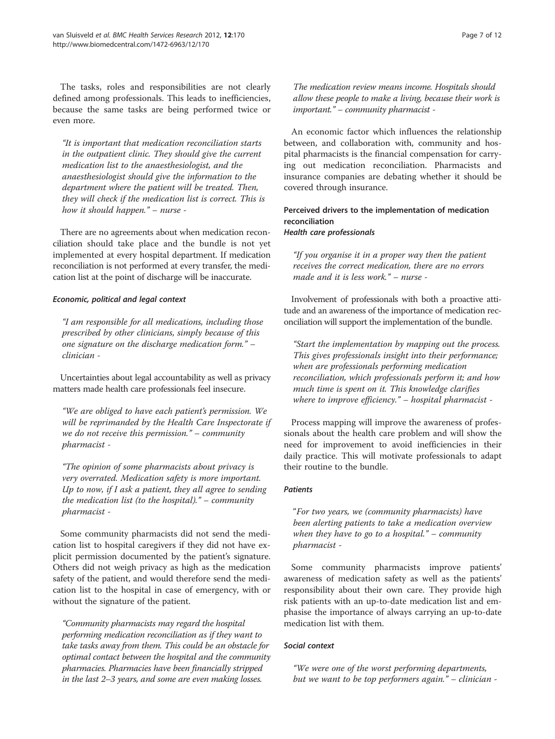The tasks, roles and responsibilities are not clearly defined among professionals. This leads to inefficiencies, because the same tasks are being performed twice or even more.

> *"It is important that medication reconciliation starts in the outpatient clinic. They should give the current medication list to the anaesthesiologist, and the anaesthesiologist should give the information to the department where the patient will be treated. Then, they will check if the medication list is correct. This is how it should happen." – nurse -*

There are no agreements about when medication reconciliation should take place and the bundle is not yet implemented at every hospital department. If medication reconciliation is not performed at every transfer, the medication list at the point of discharge will be inaccurate.

#### *Economic, political and legal context*

> *"I am responsible for all medications, including those prescribed by other clinicians, simply because of this one signature on the discharge medication form." – clinician -*

Uncertainties about legal accountability as well as privacy matters made health care professionals feel insecure.

> *"We are obliged to have each patient's permission. We will be reprimanded by the Health Care Inspectorate if we do not receive this permission." – community pharmacist -*

> *"The opinion of some pharmacists about privacy is very overrated. Medication safety is more important. Up to now, if I ask a patient, they all agree to sending the medication list (to the hospital)." – community pharmacist -*

Some community pharmacists did not send the medication list to hospital caregivers if they did not have explicit permission documented by the patient's signature. Others did not weigh privacy as high as the medication safety of the patient, and would therefore send the medication list to the hospital in case of emergency, with or without the signature of the patient.

> *"Community pharmacists may regard the hospital performing medication reconciliation as if they want to take tasks away from them. This could be an obstacle for optimal contact between the hospital and the community pharmacies. Pharmacies have been financially stripped in the last 2–3 years, and some are even making losses. The medication review means income. Hospitals should allow these people to make a living, because their work is important." – community pharmacist -*

An economic factor which influences the relationship between, and collaboration with, community and hospital pharmacists is the financial compensation for carrying out medication reconciliation. Pharmacists and insurance companies are debating whether it should be covered through insurance.

### Perceived drivers to the implementation of medication reconciliation

#### *Health care professionals*

> *"If you organise it in a proper way then the patient receives the correct medication, there are no errors made and it is less work." – nurse -*

Involvement of professionals with both a proactive attitude and an awareness of the importance of medication reconciliation will support the implementation of the bundle.

> *"Start the implementation by mapping out the process. This gives professionals insight into their performance; when are professionals performing medication reconciliation, which professionals perform it; and how much time is spent on it. This knowledge clarifies where to improve efficiency." – hospital pharmacist -*

Process mapping will improve the awareness of professionals about the health care problem and will show the need for improvement to avoid inefficiencies in their daily practice. This will motivate professionals to adapt their routine to the bundle.

#### *Patients*

> *"For two years, we (community pharmacists) have been alerting patients to take a medication overview when they have to go to a hospital." – community pharmacist -*

Some community pharmacists improve patients' awareness of medication safety as well as the patients' responsibility about their own care. They provide high risk patients with an up-to-date medication list and emphasise the importance of always carrying an up-to-date medication list with them.

#### *Social context*

> *"We were one of the worst performing departments, but we want to be top performers again." – clinician -*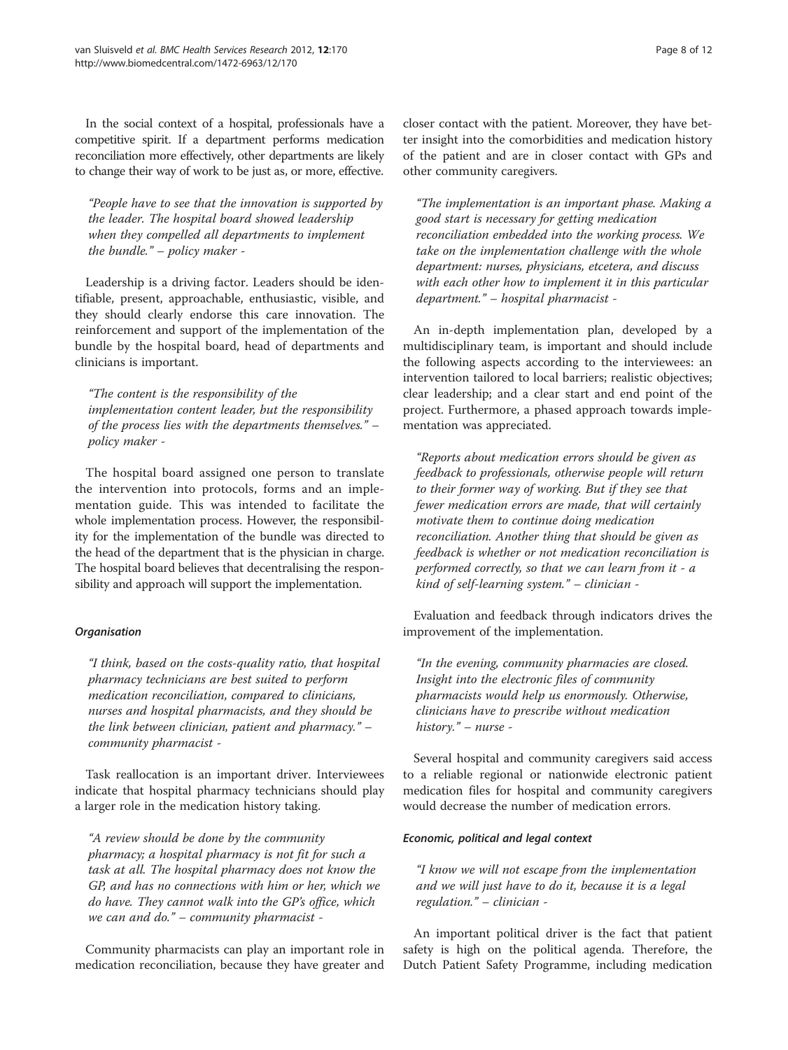In the social context of a hospital, professionals have a competitive spirit. If a department performs medication reconciliation more effectively, other departments are likely to change their way of work to be just as, or more, effective.

> *"People have to see that the innovation is supported by the leader. The hospital board showed leadership when they compelled all departments to implement the bundle." – policy maker -*

Leadership is a driving factor. Leaders should be identifiable, present, approachable, enthusiastic, visible, and they should clearly endorse this care innovation. The reinforcement and support of the implementation of the bundle by the hospital board, head of departments and clinicians is important.

> *"The content is the responsibility of the implementation content leader, but the responsibility of the process lies with the departments themselves." – policy maker -*

The hospital board assigned one person to translate the intervention into protocols, forms and an implementation guide. This was intended to facilitate the whole implementation process. However, the responsibility for the implementation of the bundle was directed to the head of the department that is the physician in charge. The hospital board believes that decentralising the responsibility and approach will support the implementation.

#### *Organisation*

> *"I think, based on the costs-quality ratio, that hospital pharmacy technicians are best suited to perform medication reconciliation, compared to clinicians, nurses and hospital pharmacists, and they should be the link between clinician, patient and pharmacy." – community pharmacist -*

Task reallocation is an important driver. Interviewees indicate that hospital pharmacy technicians should play a larger role in the medication history taking.

> *"A review should be done by the community pharmacy; a hospital pharmacy is not fit for such a task at all. The hospital pharmacy does not know the GP, and has no connections with him or her, which we do have. They cannot walk into the GP's office, which we can and do." – community pharmacist -*

Community pharmacists can play an important role in medication reconciliation, because they have greater and closer contact with the patient. Moreover, they have better insight into the comorbidities and medication history of the patient and are in closer contact with GPs and other community caregivers.

> *"The implementation is an important phase. Making a good start is necessary for getting medication reconciliation embedded into the working process. We take on the implementation challenge with the whole department: nurses, physicians, etcetera, and discuss with each other how to implement it in this particular department." – hospital pharmacist -*

An in-depth implementation plan, developed by a multidisciplinary team, is important and should include the following aspects according to the interviewees: an intervention tailored to local barriers; realistic objectives; clear leadership; and a clear start and end point of the project. Furthermore, a phased approach towards implementation was appreciated.

> *"Reports about medication errors should be given as feedback to professionals, otherwise people will return to their former way of working. But if they see that fewer medication errors are made, that will certainly motivate them to continue doing medication reconciliation. Another thing that should be given as feedback is whether or not medication reconciliation is performed correctly, so that we can learn from it - a kind of self-learning system." – clinician -*

Evaluation and feedback through indicators drives the improvement of the implementation.

> *"In the evening, community pharmacies are closed. Insight into the electronic files of community pharmacists would help us enormously. Otherwise, clinicians have to prescribe without medication history." – nurse -*

Several hospital and community caregivers said access to a reliable regional or nationwide electronic patient medication files for hospital and community caregivers would decrease the number of medication errors.

#### *Economic, political and legal context*

> *"I know we will not escape from the implementation and we will just have to do it, because it is a legal regulation." – clinician -*

An important political driver is the fact that patient safety is high on the political agenda. Therefore, the Dutch Patient Safety Programme, including medication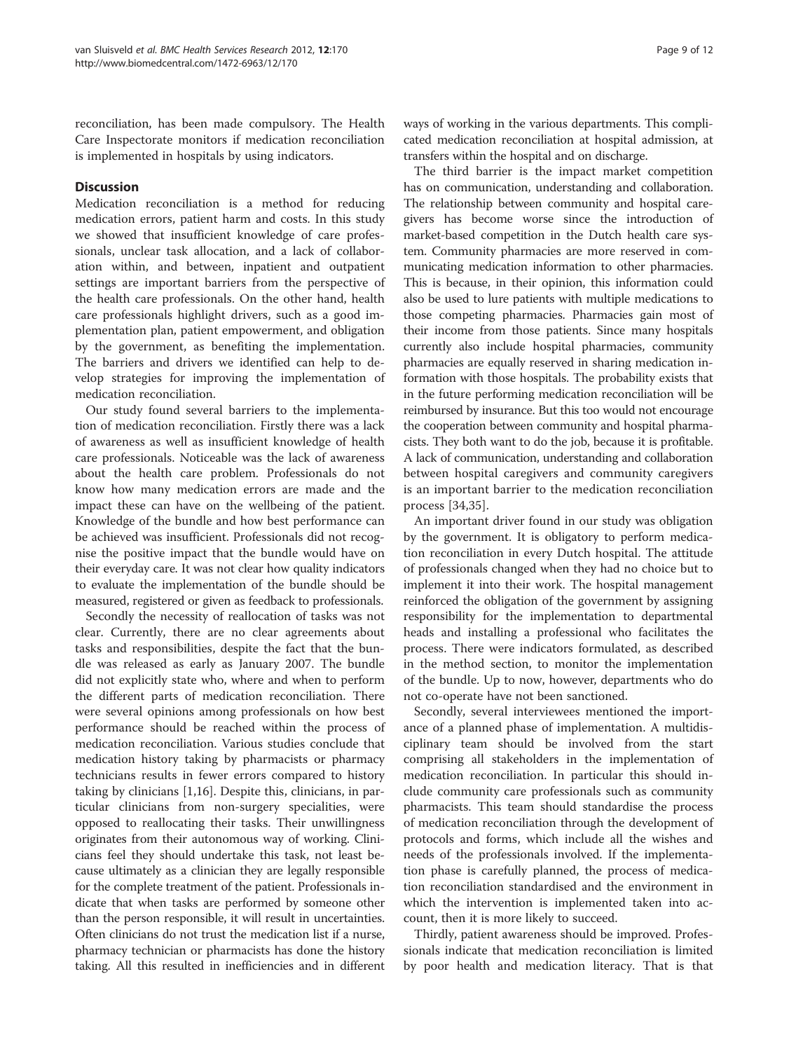reconciliation, has been made compulsory. The Health Care Inspectorate monitors if medication reconciliation is implemented in hospitals by using indicators.

## Discussion

Medication reconciliation is a method for reducing medication errors, patient harm and costs. In this study we showed that insufficient knowledge of care professionals, unclear task allocation, and a lack of collaboration within, and between, inpatient and outpatient settings are important barriers from the perspective of the health care professionals. On the other hand, health care professionals highlight drivers, such as a good implementation plan, patient empowerment, and obligation by the government, as benefiting the implementation. The barriers and drivers we identified can help to develop strategies for improving the implementation of medication reconciliation.

Our study found several barriers to the implementation of medication reconciliation. Firstly there was a lack of awareness as well as insufficient knowledge of health care professionals. Noticeable was the lack of awareness about the health care problem. Professionals do not know how many medication errors are made and the impact these can have on the wellbeing of the patient. Knowledge of the bundle and how best performance can be achieved was insufficient. Professionals did not recognise the positive impact that the bundle would have on their everyday care. It was not clear how quality indicators to evaluate the implementation of the bundle should be measured, registered or given as feedback to professionals.

Secondly the necessity of reallocation of tasks was not clear. Currently, there are no clear agreements about tasks and responsibilities, despite the fact that the bundle was released as early as January 2007. The bundle did not explicitly state who, where and when to perform the different parts of medication reconciliation. There were several opinions among professionals on how best performance should be reached within the process of medication reconciliation. Various studies conclude that medication history taking by pharmacists or pharmacy technicians results in fewer errors compared to history taking by clinicians [1,16]. Despite this, clinicians, in particular clinicians from non-surgery specialities, were opposed to reallocating their tasks. Their unwillingness originates from their autonomous way of working. Clinicians feel they should undertake this task, not least because ultimately as a clinician they are legally responsible for the complete treatment of the patient. Professionals indicate that when tasks are performed by someone other than the person responsible, it will result in uncertainties. Often clinicians do not trust the medication list if a nurse, pharmacy technician or pharmacists has done the history taking. All this resulted in inefficiencies and in different ways of working in the various departments. This complicated medication reconciliation at hospital admission, at transfers within the hospital and on discharge.

The third barrier is the impact market competition has on communication, understanding and collaboration. The relationship between community and hospital caregivers has become worse since the introduction of market-based competition in the Dutch health care system. Community pharmacies are more reserved in communicating medication information to other pharmacies. This is because, in their opinion, this information could also be used to lure patients with multiple medications to those competing pharmacies. Pharmacies gain most of their income from those patients. Since many hospitals currently also include hospital pharmacies, community pharmacies are equally reserved in sharing medication information with those hospitals. The probability exists that in the future performing medication reconciliation will be reimbursed by insurance. But this too would not encourage the cooperation between community and hospital pharmacists. They both want to do the job, because it is profitable. A lack of communication, understanding and collaboration between hospital caregivers and community caregivers is an important barrier to the medication reconciliation process [34,35].

An important driver found in our study was obligation by the government. It is obligatory to perform medication reconciliation in every Dutch hospital. The attitude of professionals changed when they had no choice but to implement it into their work. The hospital management reinforced the obligation of the government by assigning responsibility for the implementation to departmental heads and installing a professional who facilitates the process. There were indicators formulated, as described in the method section, to monitor the implementation of the bundle. Up to now, however, departments who do not co-operate have not been sanctioned.

Secondly, several interviewees mentioned the importance of a planned phase of implementation. A multidisciplinary team should be involved from the start comprising all stakeholders in the implementation of medication reconciliation. In particular this should include community care professionals such as community pharmacists. This team should standardise the process of medication reconciliation through the development of protocols and forms, which include all the wishes and needs of the professionals involved. If the implementation phase is carefully planned, the process of medication reconciliation standardised and the environment in which the intervention is implemented taken into account, then it is more likely to succeed.

Thirdly, patient awareness should be improved. Professionals indicate that medication reconciliation is limited by poor health and medication literacy. That is that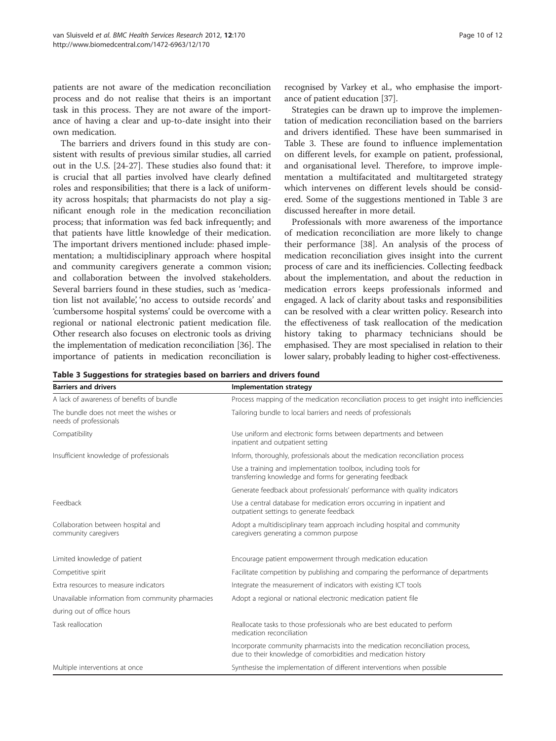patients are not aware of the medication reconciliation process and do not realise that theirs is an important task in this process. They are not aware of the importance of having a clear and up-to-date insight into their own medication.

The barriers and drivers found in this study are consistent with results of previous similar studies, all carried out in the U.S. [24-27]. These studies also found that: it is crucial that all parties involved have clearly defined roles and responsibilities; that there is a lack of uniformity across hospitals; that pharmacists do not play a significant enough role in the medication reconciliation process; that information was fed back infrequently; and that patients have little knowledge of their medication. The important drivers mentioned include: phased implementation; a multidisciplinary approach where hospital and community caregivers generate a common vision; and collaboration between the involved stakeholders. Several barriers found in these studies, such as 'medication list not available', 'no access to outside records' and 'cumbersome hospital systems' could be overcome with a regional or national electronic patient medication file. Other research also focuses on electronic tools as driving the implementation of medication reconciliation [36]. The importance of patients in medication reconciliation is recognised by Varkey et al., who emphasise the importance of patient education [37].

Strategies can be drawn up to improve the implementation of medication reconciliation based on the barriers and drivers identified. These have been summarised in Table 3. These are found to influence implementation on different levels, for example on patient, professional, and organisational level. Therefore, to improve implementation a multifacitated and multitargeted strategy which intervenes on different levels should be considered. Some of the suggestions mentioned in Table 3 are discussed hereafter in more detail.

Professionals with more awareness of the importance of medication reconciliation are more likely to change their performance [38]. An analysis of the process of medication reconciliation gives insight into the current process of care and its inefficiencies. Collecting feedback about the implementation, and about the reduction in medication errors keeps professionals informed and engaged. A lack of clarity about tasks and responsibilities can be resolved with a clear written policy. Research into the effectiveness of task reallocation of the medication history taking to pharmacy technicians should be emphasised. They are most specialised in relation to their lower salary, probably leading to higher cost-effectiveness.

**Table 3 Suggestions for strategies based on barriers and drivers found**

| Barriers and drivers | Implementation strategy |
|---|---|
| A lack of awareness of benefits of bundle | Process mapping of the medication reconciliation process to get insight into inefficiencies |
| The bundle does not meet the wishes or needs of professionals | Tailoring bundle to local barriers and needs of professionals |
| Compatibility | Use uniform and electronic forms between departments and between inpatient and outpatient setting |
| Insufficient knowledge of professionals | Inform, thoroughly, professionals about the medication reconciliation process |
| | Use a training and implementation toolbox, including tools for transferring knowledge and forms for generating feedback |
| | Generate feedback about professionals' performance with quality indicators |
| Feedback | Use a central database for medication errors occurring in inpatient and outpatient settings to generate feedback |
| Collaboration between hospital and community caregivers | Adopt a multidisciplinary team approach including hospital and community caregivers generating a common purpose |
| Limited knowledge of patient | Encourage patient empowerment through medication education |
| Competitive spirit | Facilitate competition by publishing and comparing the performance of departments |
| Extra resources to measure indicators | Integrate the measurement of indicators with existing ICT tools |
| Unavailable information from community pharmacies during out of office hours | Adopt a regional or national electronic medication patient file |
| Task reallocation | Reallocate tasks to those professionals who are best educated to perform medication reconciliation |
| | Incorporate community pharmacists into the medication reconciliation process, due to their knowledge of comorbidities and medication history |
| Multiple interventions at once | Synthesise the implementation of different interventions when possible |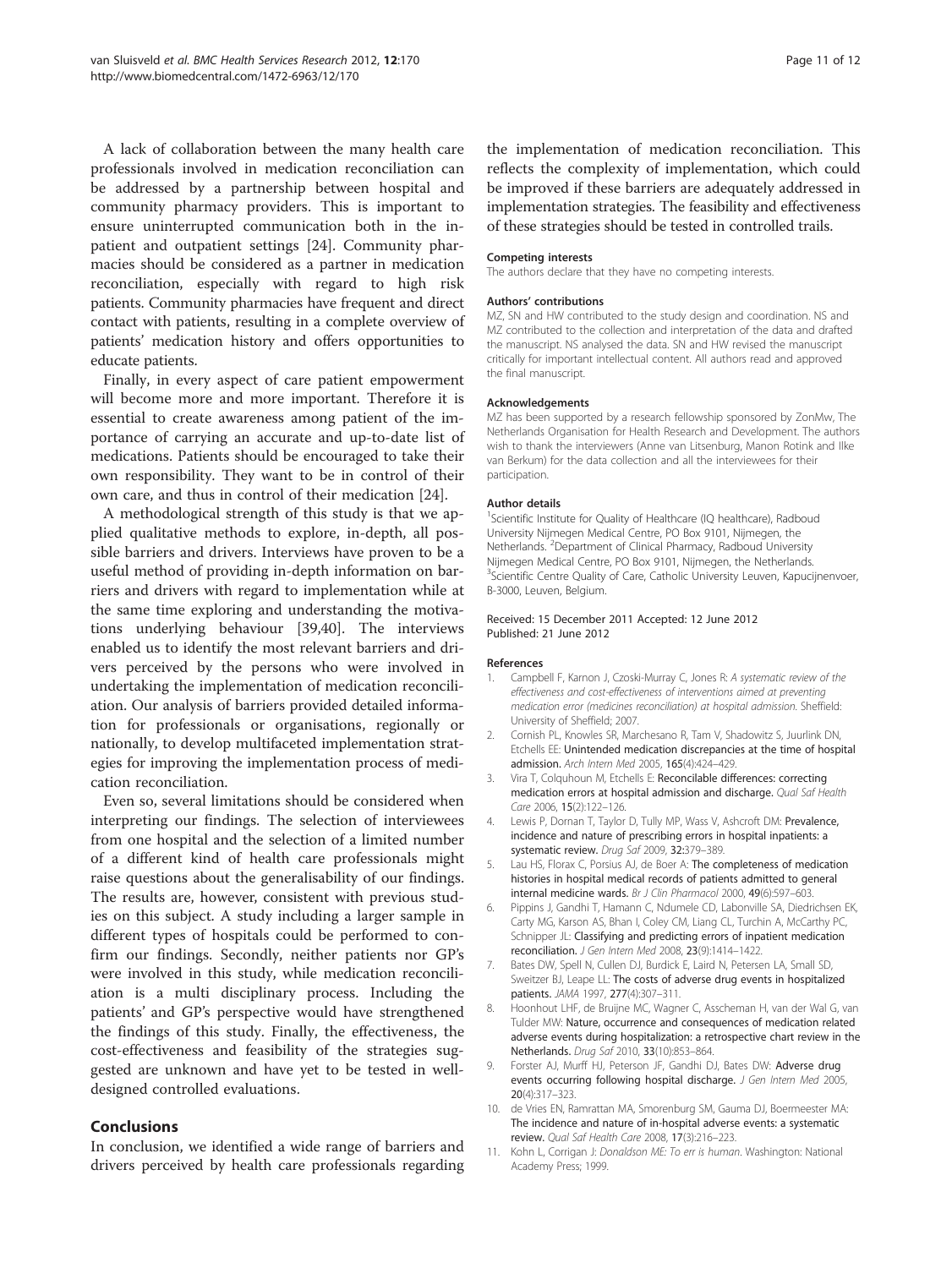A lack of collaboration between the many health care professionals involved in medication reconciliation can be addressed by a partnership between hospital and community pharmacy providers. This is important to ensure uninterrupted communication both in the in-patient and outpatient settings [24]. Community pharmacies should be considered as a partner in medication reconciliation, especially with regard to high risk patients. Community pharmacies have frequent and direct contact with patients, resulting in a complete overview of patients' medication history and offers opportunities to educate patients.

Finally, in every aspect of care patient empowerment will become more and more important. Therefore it is essential to create awareness among patient of the importance of carrying an accurate and up-to-date list of medications. Patients should be encouraged to take their own responsibility. They want to be in control of their own care, and thus in control of their medication [24].

A methodological strength of this study is that we applied qualitative methods to explore, in-depth, all possible barriers and drivers. Interviews have proven to be a useful method of providing in-depth information on barriers and drivers with regard to implementation while at the same time exploring and understanding the motivations underlying behaviour [39,40]. The interviews enabled us to identify the most relevant barriers and drivers perceived by the persons who were involved in undertaking the implementation of medication reconciliation. Our analysis of barriers provided detailed information for professionals or organisations, regionally or nationally, to develop multifaceted implementation strategies for improving the implementation process of medication reconciliation.

Even so, several limitations should be considered when interpreting our findings. The selection of interviewees from one hospital and the selection of a limited number of a different kind of health care professionals might raise questions about the generalisability of our findings. The results are, however, consistent with previous studies on this subject. A study including a larger sample in different types of hospitals could be performed to confirm our findings. Secondly, neither patients nor GP's were involved in this study, while medication reconciliation is a multi disciplinary process. Including the patients' and GP's perspective would have strengthened the findings of this study. Finally, the effectiveness, the cost-effectiveness and feasibility of the strategies suggested are unknown and have yet to be tested in well-designed controlled evaluations.

## Conclusions

In conclusion, we identified a wide range of barriers and drivers perceived by health care professionals regarding the implementation of medication reconciliation. This reflects the complexity of implementation, which could be improved if these barriers are adequately addressed in implementation strategies. The feasibility and effectiveness of these strategies should be tested in controlled trails.

#### Competing interests

The authors declare that they have no competing interests.

#### Authors' contributions

MZ, SN and HW contributed to the study design and coordination. NS and MZ contributed to the collection and interpretation of the data and drafted the manuscript. NS analysed the data. SN and HW revised the manuscript critically for important intellectual content. All authors read and approved the final manuscript.

#### Acknowledgements

MZ has been supported by a research fellowship sponsored by ZonMw, The Netherlands Organisation for Health Research and Development. The authors wish to thank the interviewers (Anne van Litsenburg, Manon Rotink and Ilke van Berkum) for the data collection and all the interviewees for their participation.

#### Author details

[1]Scientific Institute for Quality of Healthcare (IQ healthcare), Radboud University Nijmegen Medical Centre, PO Box 9101, Nijmegen, the Netherlands. [2]Department of Clinical Pharmacy, Radboud University Nijmegen Medical Centre, PO Box 9101, Nijmegen, the Netherlands. [3]Scientific Centre Quality of Care, Catholic University Leuven, Kapucijnenvoer, B-3000, Leuven, Belgium.

Received: 15 December 2011 Accepted: 12 June 2012
Published: 21 June 2012

#### References

1. Campbell F, Karnon J, Czoski-Murray C, Jones R: *A systematic review of the effectiveness and cost-effectiveness of interventions aimed at preventing medication error (medicines reconciliation) at hospital admission*. Sheffield: University of Sheffield; 2007.
2. Cornish PL, Knowles SR, Marchesano R, Tam V, Shadowitz S, Juurlink DN, Etchells EE: **Unintended medication discrepancies at the time of hospital admission.** *Arch Intern Med* 2005, **165**(4):424–429.
3. Vira T, Colquhoun M, Etchells E: **Reconcilable differences: correcting medication errors at hospital admission and discharge.** *Qual Saf Health Care* 2006, **15**(2):122–126.
4. Lewis P, Dornan T, Taylor D, Tully MP, Wass V, Ashcroft DM: **Prevalence, incidence and nature of prescribing errors in hospital inpatients: a systematic review.** *Drug Saf* 2009, **32**:379–389.
5. Lau HS, Florax C, Porsius AJ, de Boer A: **The completeness of medication histories in hospital medical records of patients admitted to general internal medicine wards.** *Br J Clin Pharmacol* 2000, **49**(6):597–603.
6. Pippins J, Gandhi T, Hamann C, Ndumele CD, Labonville SA, Diedrichsen EK, Carty MG, Karson AS, Bhan I, Coley CM, Liang CL, Turchin A, McCarthy PC, Schnipper JL: **Classifying and predicting errors of inpatient medication reconciliation.** *J Gen Intern Med* 2008, **23**(9):1414–1422.
7. Bates DW, Spell N, Cullen DJ, Burdick E, Laird N, Petersen LA, Small SD, Sweitzer BJ, Leape LL: **The costs of adverse drug events in hospitalized patients.** *JAMA* 1997, **277**(4):307–311.
8. Hoonhout LHF, de Bruijne MC, Wagner C, Asscheman H, van der Wal G, van Tulder MW: **Nature, occurrence and consequences of medication related adverse events during hospitalization: a retrospective chart review in the Netherlands.** *Drug Saf* 2010, **33**(10):853–864.
9. Forster AJ, Murff HJ, Peterson JF, Gandhi DJ, Bates DW: **Adverse drug events occurring following hospital discharge.** *J Gen Intern Med* 2005, **20**(4):317–323.
10. de Vries EN, Ramrattan MA, Smorenburg SM, Gauma DJ, Boermeester MA: **The incidence and nature of in-hospital adverse events: a systematic review.** *Qual Saf Health Care* 2008, **17**(3):216–223.
11. Kohn L, Corrigan J: *Donaldson ME: To err is human*. Washington: National Academy Press; 1999.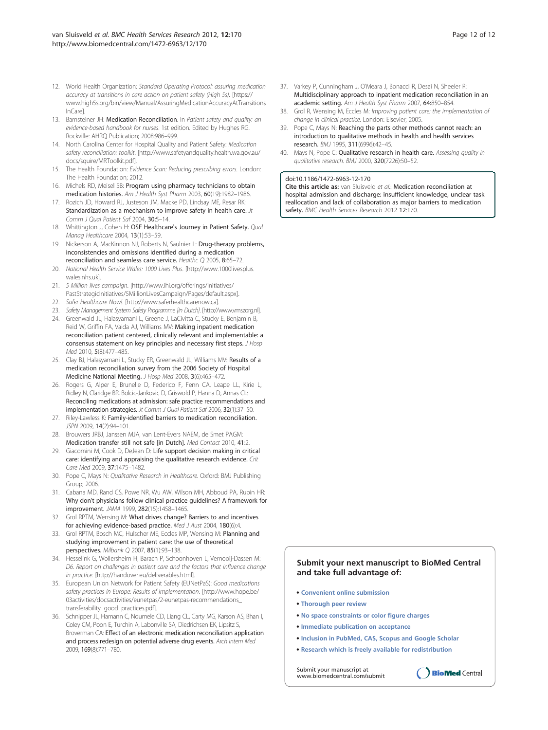12. World Health Organization: *Standard Operating Protocol: assuring medication accuracy at transitions in care action on patient safety (High 5s)*. [https://www.high5s.org/bin/view/Manual/AssuringMedicationAccuracyAtTransitionsInCare].
13. Barnsteiner JH: **Medication Reconciliation**. In *Patient safety and quality: an evidence-based handbook for nurses*. 1st edition. Edited by Hughes RG. Rockville: AHRQ Publication; 2008:986–999.
14. North Carolina Center for Hospital Quality and Patient Safety: *Medication safety reconciliation: toolkit*. [http://www.safetyandquality.health.wa.gov.au/docs/squire/MRToolkit.pdf].
15. The Health Foundation: *Evidence Scan: Reducing prescribing errors*. London: The Health Foundation; 2012.
16. Michels RD, Meisel SB: **Program using pharmacy technicians to obtain medication histories.** *Am J Health Syst Pharm* 2003, **60**(19):1982–1986.
17. Rozich JD, Howard RJ, Justeson JM, Macke PD, Lindsay ME, Resar RK: **Standardization as a mechanism to improve safety in health care.** *Jt Comm J Qual Patient Saf* 2004, **30**:5–14.
18. Whittington J, Cohen H: **OSF Healthcare's Journey in Patient Safety.** *Qual Manag Healthcare* 2004, **13**(1):53–59.
19. Nickerson A, MacKinnon NJ, Roberts N, Saulnier L: **Drug-therapy problems, inconsistencies and omissions identified during a medication reconciliation and seamless care service.** *Healthc Q* 2005, **8**:65–72.
20. *National Health Service Wales: 1000 Lives Plus*. [http://www.1000livesplus.wales.nhs.uk].
21. *5 Million lives campaign*. [http://www.ihi.org/offerings/Initiatives/PastStrategicInitiatives/5MillionLivesCampaign/Pages/default.aspx].
22. *Safer Healthcare Now!*. [http://www.saferhealthcarenow.ca].
23. *Safety Management System Safety Programme [in Dutch]*. [http://www.vmszorg.nl].
24. Greenwald JL, Halasyamani L, Greene J, LaCivitta C, Stucky E, Benjamin B, Reid W, Griffin FA, Vaida AJ, Williams MV: **Making inpatient medication reconciliation patient centered, clinically relevant and implementable: a consensus statement on key principles and necessary first steps.** *J Hosp Med* 2010, **5**(8):477–485.
25. Clay BJ, Halasyamani L, Stucky ER, Greenwald JL, Williams MV: **Results of a medication reconciliation survey from the 2006 Society of Hospital Medicine National Meeting.** *J Hosp Med* 2008, **3**(6):465–472.
26. Rogers G, Alper E, Brunelle D, Federico F, Fenn CA, Leape LL, Kirie L, Ridley N, Claridge BR, Bolcic-Jankovic D, Griswold P, Hanna D, Annas CL: **Reconciling medications at admission: safe practice recommendations and implementation strategies.** *Jt Comm J Qual Patient Saf* 2006, **32**(1):37–50.
27. Riley-Lawless K: **Family-identified barriers to medication reconciliation.** *JSPN* 2009, **14**(2):94–101.
28. Brouwers JRBJ, Janssen MJA, van Lent-Evers NAEM, de Smet PAGM: **Medication transfer still not safe [in Dutch].** *Med Contact* 2010, **41**:2.
29. Giacomini M, Cook D, DeJean D: **Life support decision making in critical care: identifying and appraising the qualitative research evidence.** *Crit Care Med* 2009, **37**:1475–1482.
30. Pope C, Mays N: *Qualitative Research in Healthcare*. Oxford: BMJ Publishing Group; 2006.
31. Cabana MD, Rand CS, Powe NR, Wu AW, Wilson MH, Abboud PA, Rubin HR: **Why don't physicians follow clinical practice guidelines? A framework for improvement.** *JAMA* 1999, **282**(15):1458–1465.
32. Grol RPTM, Wensing M: **What drives change? Barriers to and incentives for achieving evidence-based practice.** *Med J Aust* 2004, **180**(6):4.
33. Grol RPTM, Bosch MC, Hulscher ME, Eccles MP, Wensing M: **Planning and studying improvement in patient care: the use of theoretical perspectives.** *Milbank Q* 2007, **85**(1):93–138.
34. Hesselink G, Wollersheim H, Barach P, Schoonhoven L, Vernooij-Dassen M: *D6. Report on challenges in patient care and the factors that influence change in practice*. [http://handover.eu/deliverables.html].
35. European Union Network for Patient Safety (EUNetPaS): *Good medications safety practices in Europe: Results of implementation*. [http://www.hope.be/03activities/docsactivities/eunetpas/2-eunetpas-recommendations_transferability_good_practices.pdf].
36. Schnipper JL, Hamann C, Ndumele CD, Liang CL, Carty MG, Karson AS, Bhan I, Coley CM, Poon E, Turchin A, Labonville SA, Diedrichsen EK, Lipsitz S, Broverman CA: **Effect of an electronic medication reconciliation application and process redesign on potential adverse drug events.** *Arch Intern Med* 2009, **169**(8):771–780.
37. Varkey P, Cunningham J, O'Meara J, Bonacci R, Desai N, Sheeler R: **Multidisciplinary approach to inpatient medication reconciliation in an academic setting.** *Am J Health Syst Pharm* 2007, **64**:850–854.
38. Grol R, Wensing M, Eccles M: *Improving patient care: the implementation of change in clinical practice*. London: Elsevier; 2005.
39. Pope C, Mays N: **Reaching the parts other methods cannot reach: an introduction to qualitative methods in health and health services research.** *BMJ* 1995, **311**(6996):42–45.
40. Mays N, Pope C: **Qualitative research in health care.** *Assessing quality in qualitative research. BMJ* 2000, **320**(7226):50–52.

doi:10.1186/1472-6963-12-170

**Cite this article as:** van Sluisveld *et al.*: Medication reconciliation at hospital admission and discharge: insufficient knowledge, unclear task reallocation and lack of collaboration as major barriers to medication safety. *BMC Health Services Research* 2012 **12**:170.

**Submit your next manuscript to BioMed Central and take full advantage of:**

- Convenient online submission
- Thorough peer review
- No space constraints or color figure charges
- Immediate publication on acceptance
- Inclusion in PubMed, CAS, Scopus and Google Scholar
- Research which is freely available for redistribution

Submit your manuscript at www.biomedcentral.com/submit

BioMed Central